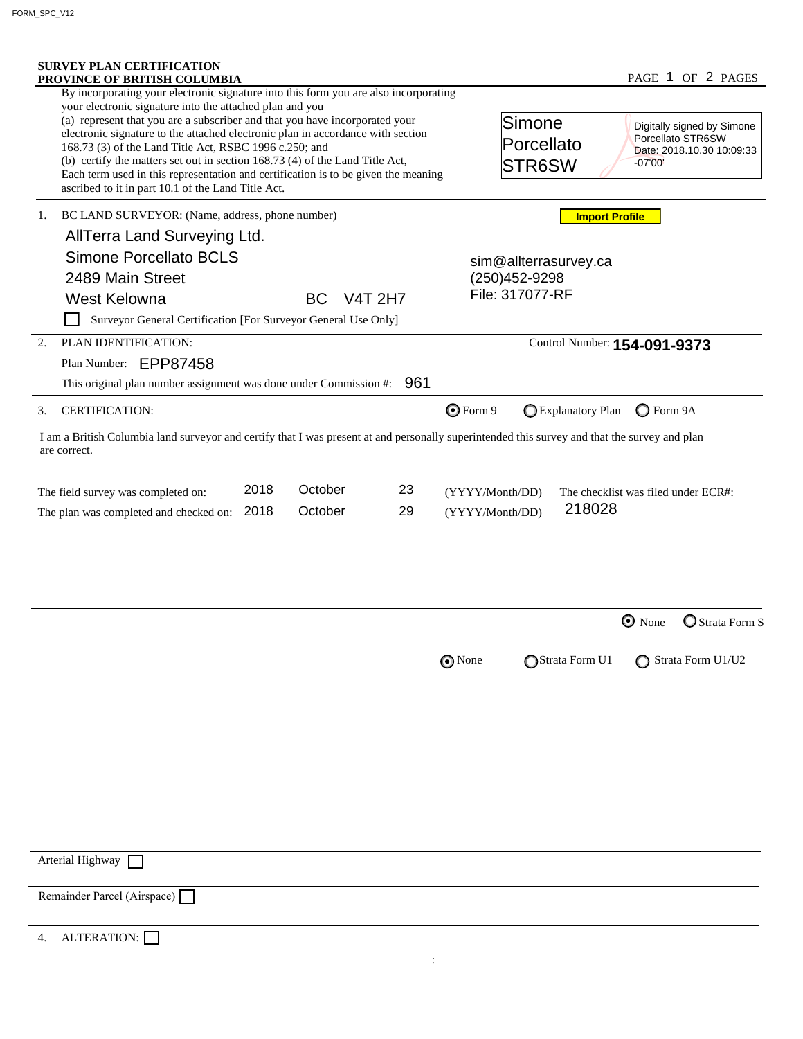FORM_SPC_V12

**SURVEY PLAN CERTIFICATION**
**PROVINCE OF BRITISH COLUMBIA**

PAGE 1 OF 2 PAGES

By incorporating your electronic signature into this form you are also incorporating your electronic signature into the attached plan and you
(a) represent that you are a subscriber and that you have incorporated your electronic signature to the attached electronic plan in accordance with section 168.73 (3) of the Land Title Act, RSBC 1996 c.250; and
(b) certify the matters set out in section 168.73 (4) of the Land Title Act,
Each term used in this representation and certification is to be given the meaning ascribed to it in part 10.1 of the Land Title Act.

Simone Porcellato STR6SW — Digitally signed by Simone Porcellato STR6SW Date: 2018.10.30 10:09:33 -07'00'

1. BC LAND SURVEYOR: (Name, address, phone number)

Import Profile

AllTerra Land Surveying Ltd.
Simone Porcellato BCLS
2489 Main Street
West Kelowna BC V4T 2H7

sim@allterrasurvey.ca
(250)452-9298
File: 317077-RF

☐ Surveyor General Certification [For Surveyor General Use Only]

2. PLAN IDENTIFICATION:

Control Number: **154-091-9373**

Plan Number: EPP87458

This original plan number assignment was done under Commission #: 961

3. CERTIFICATION: (●) Form 9 ( ) Explanatory Plan ( ) Form 9A

I am a British Columbia land surveyor and certify that I was present at and personally superintended this survey and that the survey and plan are correct.

The field survey was completed on: 2018 October 23 (YYYY/Month/DD)
The plan was completed and checked on: 2018 October 29 (YYYY/Month/DD)

The checklist was filed under ECR#: 218028

(●) None ( ) Strata Form S

(●) None ( ) Strata Form U1 ( ) Strata Form U1/U2

Arterial Highway ☐

Remainder Parcel (Airspace) ☐

4. ALTERATION: ☐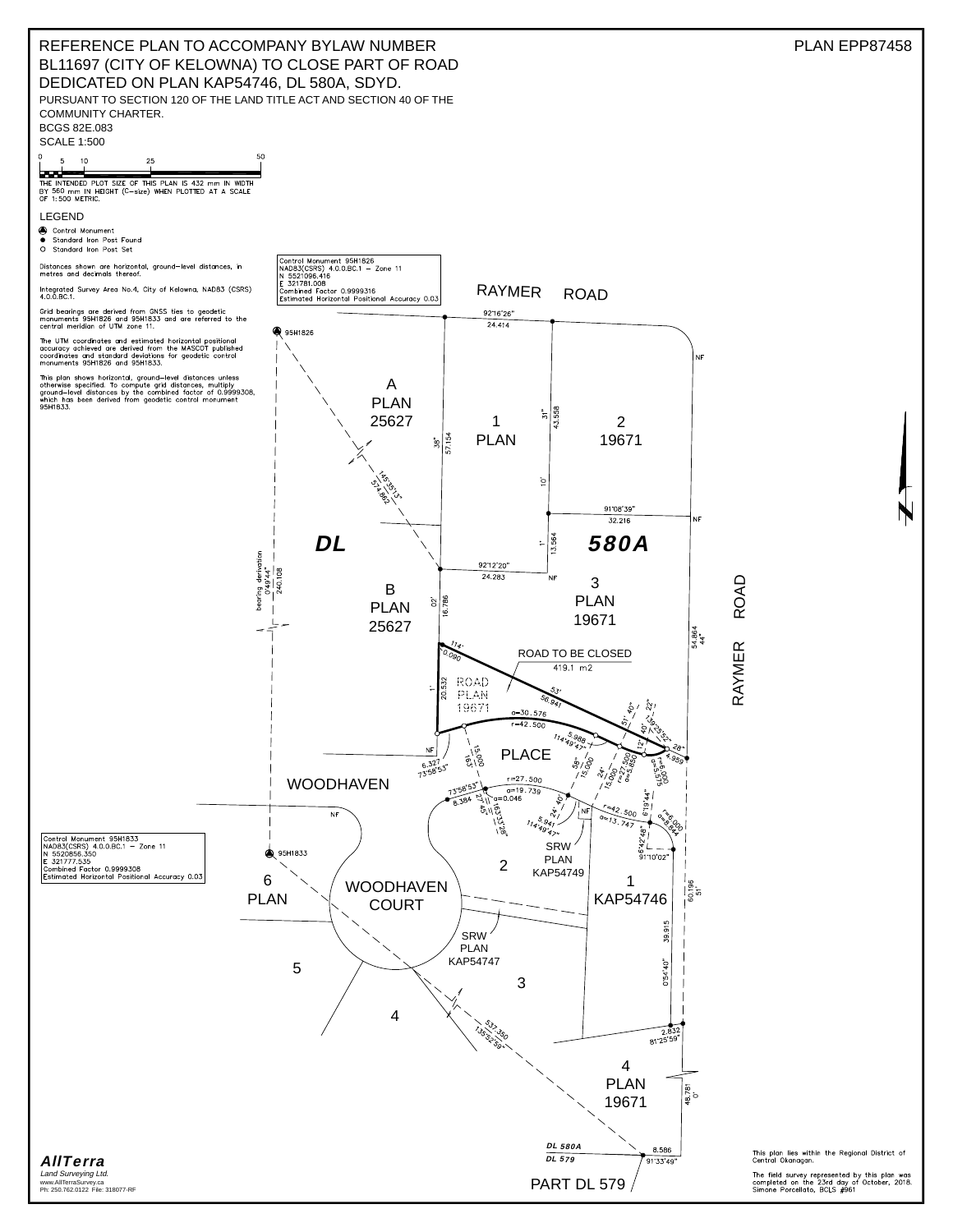# REFERENCE PLAN TO ACCOMPANY BYLAW NUMBER BL11697 (CITY OF KELOWNA) TO CLOSE PART OF ROAD DEDICATED ON PLAN KAP54746, DL 580A, SDYD.

PLAN EPP87458

PURSUANT TO SECTION 120 OF THE LAND TITLE ACT AND SECTION 40 OF THE COMMUNITY CHARTER.

BCGS 82E.083

SCALE 1:500

0 5 10 25 50

THE INTENDED PLOT SIZE OF THIS PLAN IS 432 mm IN WIDTH BY 560 mm IN HEIGHT (C-size) WHEN PLOTTED AT A SCALE OF 1:500 METRIC.

LEGEND

- Control Monument
- Standard Iron Post Found
- Standard Iron Post Set

Distances shown are horizontal, ground-level distances, in metres and decimals thereof.

Integrated Survey Area No.4, City of Kelowna, NAD83 (CSRS) 4.0.0.BC.1.

Grid bearings are derived from GNSS ties to geodetic monuments 95H1826 and 95H1833 and are referred to the central meridian of UTM zone 11.

The UTM coordinates and estimated horizontal positional accuracy achieved are derived from the MASCOT published coordinates and standard deviations for geodetic control monuments 95H1826 and 95H1833.

This plan shows horizontal, ground-level distances unless otherwise specified. To compute grid distances, multiply ground-level distances by the combined factor of 0.9999308, which has been derived from geodetic control monument 95H1833.

Control Monument 95H1826
NAD83(CSRS) 4.0.0.BC.1 – Zone 11
N 5521096.416
E 321781.008
Combined Factor 0.9999316
Estimated Horizontal Positional Accuracy 0.03

Control Monument 95H1833
NAD83(CSRS) 4.0.0.BC.1 – Zone 11
N 5520856.350
E 321777.535
Combined Factor 0.9999308
Estimated Horizontal Positional Accuracy 0.03

RAYMER ROAD

DL 580A

A PLAN 25627

1 PLAN 19671

2

3 PLAN 19671

B PLAN 25627

ROAD TO BE CLOSED
419.1 m2

ROAD PLAN 19671

WOODHAVEN PLACE

WOODHAVEN COURT

SRW PLAN KAP54749

SRW PLAN KAP54747

1 KAP54746

2

3

4

5

6 PLAN

4 PLAN 19671

DL 580A
DL 579

PART DL 579

95H1826

95H1833

145°35'13" 574.862

135°52'59" 537.350

bearing derivation 0°49'44" 240.108

92°16'26" 24.414

91°08'39" 32.216

92°12'20" 24.283

114°-0.090

53° 56.941

a=30.576 r=42.500

5.988 114°49'47"

139°25'52" 7.975

28" 4.959

6.327 73°58'53"

73°58'53" 8.384

r=27.500 a=19.739

a=0.046

163°33'26"

5.941 114°49'47"

r=42.500 a=13.747

r=6.000 a=8.844

6°42'48"

91°10'02"

2.832 81°25'59"

8.586 91°33'49"

43.558 57.154 13.564 16.786 20.532 54.864 60.196 39.915 48.781

NF

This plan lies within the Regional District of Central Okanagan.

The field survey represented by this plan was completed on the 23rd day of October, 2018.
Simone Porcellato, BCLS #961

*AllTerra*
Land Surveying Ltd.
www.AllTerraSurvey.ca
Ph: 250.762.0122 File: 318077-RF